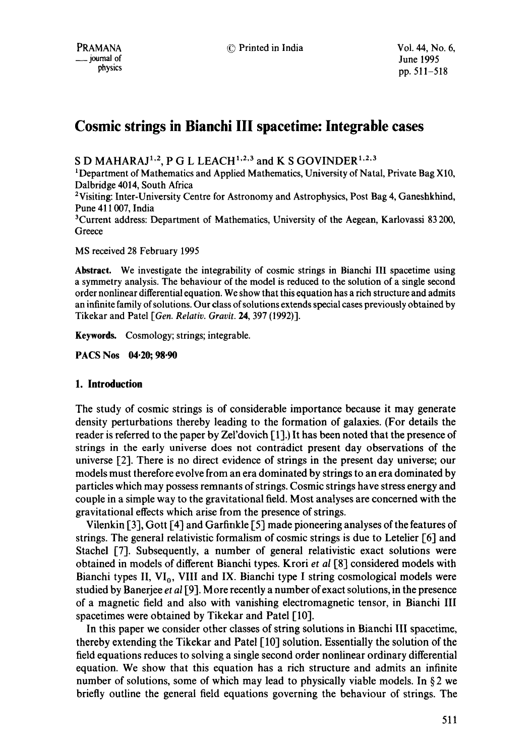# Cosmic strings in Bianchi III spacetime: Integrable cases

S D MAHARAJ[1,2], P G L LEACH[1,2,3] and K S GOVINDER[1,2,3]

[1]Department of Mathematics and Applied Mathematics, University of Natal, Private Bag X10, Dalbridge 4014, South Africa

[2]Visiting: Inter-University Centre for Astronomy and Astrophysics, Post Bag 4, Ganeshkhind, Pune 411 007, India

[3]Current address: Department of Mathematics, University of the Aegean, Karlovassi 83 200, Greece

MS received 28 February 1995

**Abstract.** We investigate the integrability of cosmic strings in Bianchi III spacetime using a symmetry analysis. The behaviour of the model is reduced to the solution of a single second order nonlinear differential equation. We show that this equation has a rich structure and admits an infinite family of solutions. Our class of solutions extends special cases previously obtained by Tikekar and Patel [*Gen. Relativ. Gravit.* **24**, 397 (1992)].

**Keywords.** Cosmology; strings; integrable.

**PACS Nos 04·20; 98·90**

## 1. Introduction

The study of cosmic strings is of considerable importance because it may generate density perturbations thereby leading to the formation of galaxies. (For details the reader is referred to the paper by Zel'dovich [1].) It has been noted that the presence of strings in the early universe does not contradict present day observations of the universe [2]. There is no direct evidence of strings in the present day universe; our models must therefore evolve from an era dominated by strings to an era dominated by particles which may possess remnants of strings. Cosmic strings have stress energy and couple in a simple way to the gravitational field. Most analyses are concerned with the gravitational effects which arise from the presence of strings.

Vilenkin [3], Gott [4] and Garfinkle [5] made pioneering analyses of the features of strings. The general relativistic formalism of cosmic strings is due to Letelier [6] and Stachel [7]. Subsequently, a number of general relativistic exact solutions were obtained in models of different Bianchi types. Krori *et al* [8] considered models with Bianchi types II, $\mathrm{VI}_0$, VIII and IX. Bianchi type I string cosmological models were studied by Banerjee *et al* [9]. More recently a number of exact solutions, in the presence of a magnetic field and also with vanishing electromagnetic tensor, in Bianchi III spacetimes were obtained by Tikekar and Patel [10].

In this paper we consider other classes of string solutions in Bianchi III spacetime, thereby extending the Tikekar and Patel [10] solution. Essentially the solution of the field equations reduces to solving a single second order nonlinear ordinary differential equation. We show that this equation has a rich structure and admits an infinite number of solutions, some of which may lead to physically viable models. In § 2 we briefly outline the general field equations governing the behaviour of strings. The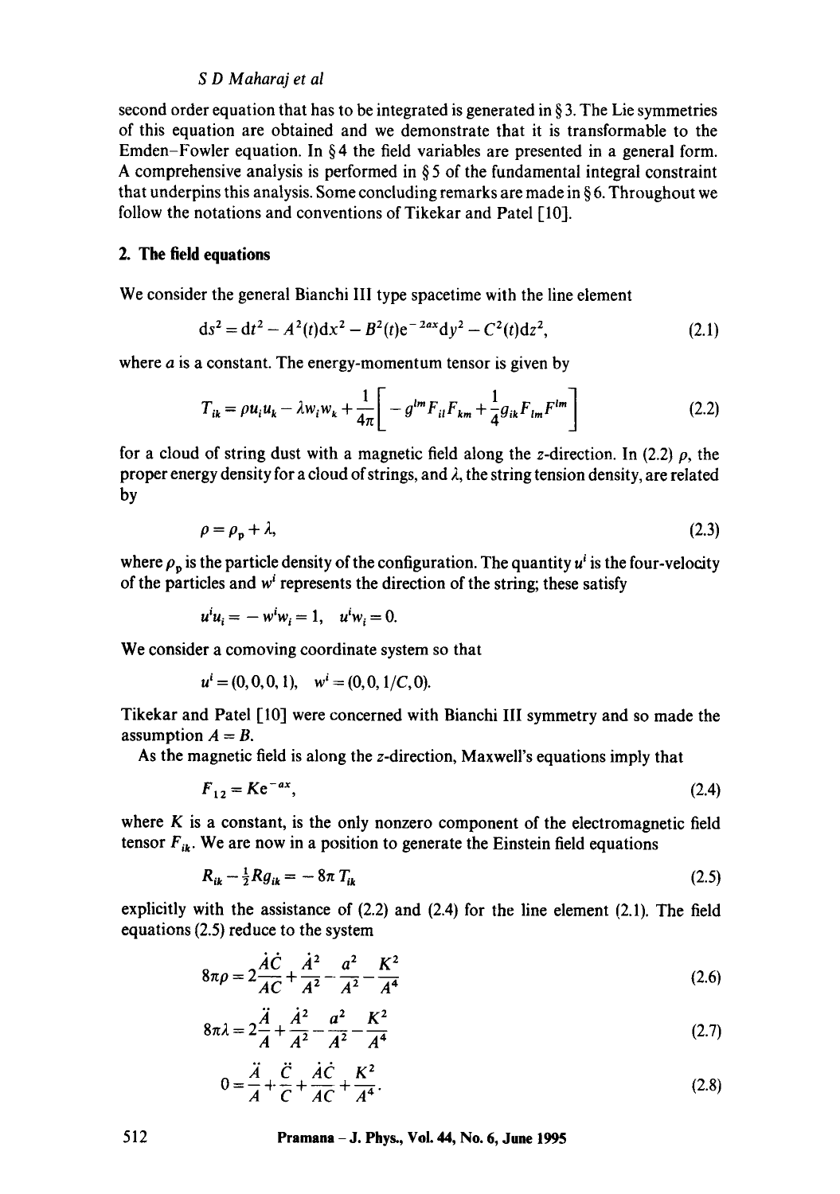second order equation that has to be integrated is generated in § 3. The Lie symmetries of this equation are obtained and we demonstrate that it is transformable to the Emden–Fowler equation. In § 4 the field variables are presented in a general form. A comprehensive analysis is performed in § 5 of the fundamental integral constraint that underpins this analysis. Some concluding remarks are made in § 6. Throughout we follow the notations and conventions of Tikekar and Patel [10].

## 2. The field equations

We consider the general Bianchi III type spacetime with the line element

$$\mathrm{d}s^2 = \mathrm{d}t^2 - A^2(t)\mathrm{d}x^2 - B^2(t)\mathrm{e}^{-2ax}\mathrm{d}y^2 - C^2(t)\mathrm{d}z^2, \tag{2.1}$$

where $a$ is a constant. The energy-momentum tensor is given by

$$T_{ik} = \rho u_i u_k - \lambda w_i w_k + \frac{1}{4\pi}\left[ - g^{lm}F_{il}F_{km} + \frac{1}{4}g_{ik}F_{lm}F^{lm}\right] \tag{2.2}$$

for a cloud of string dust with a magnetic field along the $z$-direction. In (2.2) $\rho$, the proper energy density for a cloud of strings, and $\lambda$, the string tension density, are related by

$$\rho = \rho_p + \lambda, \tag{2.3}$$

where $\rho_p$ is the particle density of the configuration. The quantity $u^i$ is the four-velocity of the particles and $w^i$ represents the direction of the string; these satisfy

$$u^i u_i = -w^i w_i = 1, \quad u^i w_i = 0.$$

We consider a comoving coordinate system so that

$$u^i = (0, 0, 0, 1), \quad w^i = (0, 0, 1/C, 0).$$

Tikekar and Patel [10] were concerned with Bianchi III symmetry and so made the assumption $A = B$.

As the magnetic field is along the $z$-direction, Maxwell's equations imply that

$$F_{12} = K\mathrm{e}^{-ax}, \tag{2.4}$$

where $K$ is a constant, is the only nonzero component of the electromagnetic field tensor $F_{ik}$. We are now in a position to generate the Einstein field equations

$$R_{ik} - \tfrac{1}{2}Rg_{ik} = -8\pi T_{ik} \tag{2.5}$$

explicitly with the assistance of (2.2) and (2.4) for the line element (2.1). The field equations (2.5) reduce to the system

$$8\pi\rho = 2\frac{\dot{A}\dot{C}}{AC} + \frac{\dot{A}^2}{A^2} - \frac{a^2}{A^2} - \frac{K^2}{A^4} \tag{2.6}$$

$$8\pi\lambda = 2\frac{\ddot{A}}{A} + \frac{\dot{A}^2}{A^2} - \frac{a^2}{A^2} - \frac{K^2}{A^4} \tag{2.7}$$

$$0 = \frac{\ddot{A}}{A} + \frac{\ddot{C}}{C} + \frac{\dot{A}\dot{C}}{AC} + \frac{K^2}{A^4}. \tag{2.8}$$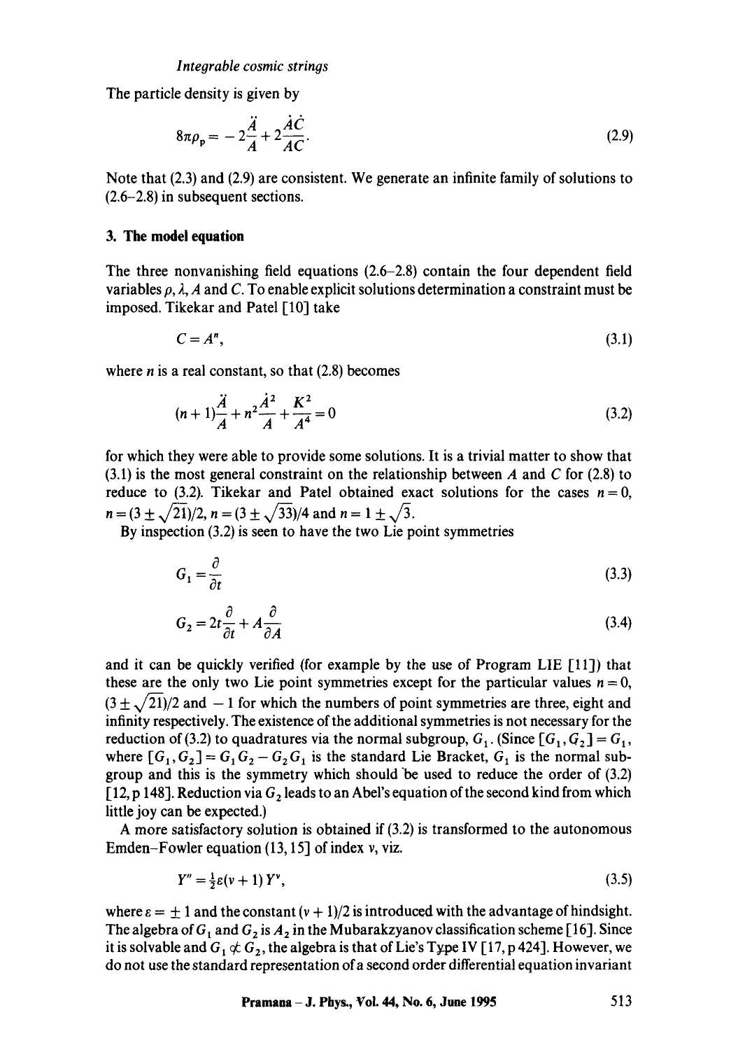The particle density is given by

$$8\pi\rho_p = -2\frac{\ddot{A}}{A} + 2\frac{\dot{A}\dot{C}}{AC}. \tag{2.9}$$

Note that (2.3) and (2.9) are consistent. We generate an infinite family of solutions to (2.6–2.8) in subsequent sections.

## 3. The model equation

The three nonvanishing field equations (2.6–2.8) contain the four dependent field variables $\rho, \lambda, A$ and $C$. To enable explicit solutions determination a constraint must be imposed. Tikekar and Patel [10] take

$$C = A^n, \tag{3.1}$$

where $n$ is a real constant, so that (2.8) becomes

$$(n+1)\frac{\ddot{A}}{A} + n^2\frac{\dot{A}^2}{A} + \frac{K^2}{A^4} = 0 \tag{3.2}$$

for which they were able to provide some solutions. It is a trivial matter to show that (3.1) is the most general constraint on the relationship between $A$ and $C$ for (2.8) to reduce to (3.2). Tikekar and Patel obtained exact solutions for the cases $n = 0$, $n = (3 \pm \sqrt{21})/2$, $n = (3 \pm \sqrt{33})/4$ and $n = 1 \pm \sqrt{3}$.

By inspection (3.2) is seen to have the two Lie point symmetries

$$G_1 = \frac{\partial}{\partial t} \tag{3.3}$$

$$G_2 = 2t\frac{\partial}{\partial t} + A\frac{\partial}{\partial A} \tag{3.4}$$

and it can be quickly verified (for example by the use of Program LIE [11]) that these are the only two Lie point symmetries except for the particular values $n = 0$, $(3 \pm \sqrt{21})/2$ and $-1$ for which the numbers of point symmetries are three, eight and infinity respectively. The existence of the additional symmetries is not necessary for the reduction of (3.2) to quadratures via the normal subgroup, $G_1$. (Since $[G_1, G_2] = G_1$, where $[G_1, G_2] = G_1G_2 - G_2G_1$ is the standard Lie Bracket, $G_1$ is the normal subgroup and this is the symmetry which should be used to reduce the order of (3.2) [12, p 148]. Reduction via $G_2$ leads to an Abel's equation of the second kind from which little joy can be expected.)

A more satisfactory solution is obtained if (3.2) is transformed to the autonomous Emden–Fowler equation (13, 15] of index $\nu$, viz.

$$Y'' = \tfrac{1}{2}\varepsilon(\nu + 1)Y^\nu, \tag{3.5}$$

where $\varepsilon = \pm 1$ and the constant $(\nu + 1)/2$ is introduced with the advantage of hindsight. The algebra of $G_1$ and $G_2$ is $A_2$ in the Mubarakzyanov classification scheme [16]. Since it is solvable and $G_1 \not\subset G_2$, the algebra is that of Lie's Type IV [17, p 424]. However, we do not use the standard representation of a second order differential equation invariant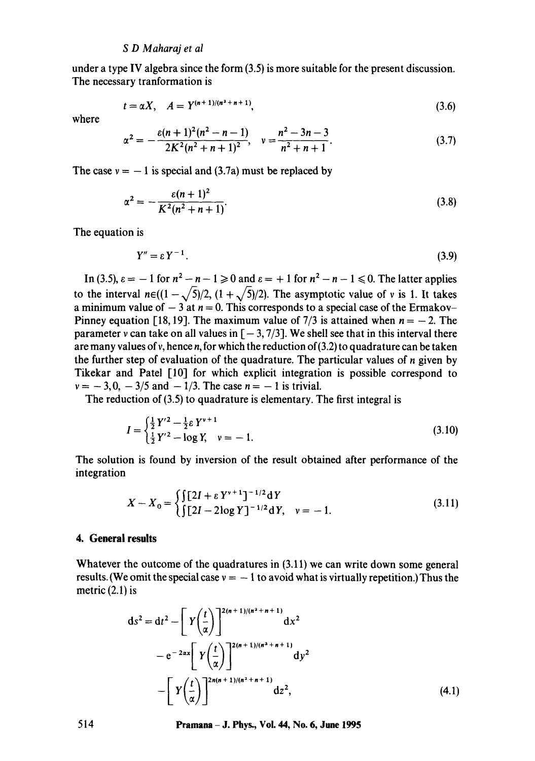under a type IV algebra since the form (3.5) is more suitable for the present discussion. The necessary tranformation is

$$t = \alpha X, \quad A = Y^{(n+1)/(n^2+n+1)}, \tag{3.6}$$

where

$$\alpha^2 = -\frac{\varepsilon(n+1)^2(n^2-n-1)}{2K^2(n^2+n+1)^2}, \quad v = \frac{n^2-3n-3}{n^2+n+1}. \tag{3.7}$$

The case $v = -1$ is special and (3.7a) must be replaced by

$$\alpha^2 = -\frac{\varepsilon(n+1)^2}{K^2(n^2+n+1)}. \tag{3.8}$$

The equation is

$$Y'' = \varepsilon Y^{-1}. \tag{3.9}$$

In (3.5), $\varepsilon = -1$ for $n^2 - n - 1 \geqslant 0$ and $\varepsilon = +1$ for $n^2 - n - 1 \leqslant 0$. The latter applies to the interval $n \in ((1-\sqrt{5})/2, (1+\sqrt{5})/2)$. The asymptotic value of $v$ is 1. It takes a minimum value of $-3$ at $n = 0$. This corresponds to a special case of the Ermakov–Pinney equation [18, 19]. The maximum value of 7/3 is attained when $n = -2$. The parameter $v$ can take on all values in $[-3, 7/3]$. We shell see that in this interval there are many values of $v$, hence $n$, for which the reduction of (3.2) to quadrature can be taken the further step of evaluation of the quadrature. The particular values of $n$ given by Tikekar and Patel [10] for which explicit integration is possible correspond to $v = -3, 0, -3/5$ and $-1/3$. The case $n = -1$ is trivial.

The reduction of (3.5) to quadrature is elementary. The first integral is

$$I = \begin{cases} \frac{1}{2}Y'^2 - \frac{1}{2}\varepsilon Y^{v+1} \\ \frac{1}{2}Y'^2 - \log Y, \quad v = -1. \end{cases} \tag{3.10}$$

The solution is found by inversion of the result obtained after performance of the integration

$$X - X_0 = \begin{cases} \int [2I + \varepsilon Y^{v+1}]^{-1/2} \mathrm{d}Y \\ \int [2I - 2\log Y]^{-1/2} \mathrm{d}Y, \quad v = -1. \end{cases} \tag{3.11}$$

## 4. General results

Whatever the outcome of the quadratures in (3.11) we can write down some general results. (We omit the special case $v = -1$ to avoid what is virtually repetition.) Thus the metric (2.1) is

$$\begin{aligned} \mathrm{d}s^2 = \mathrm{d}t^2 &- \left[Y\left(\frac{t}{\alpha}\right)\right]^{2(n+1)/(n^2+n+1)} \mathrm{d}x^2 \\ &- \mathrm{e}^{-2ax}\left[Y\left(\frac{t}{\alpha}\right)\right]^{2(n+1)/(n^2+n+1)} \mathrm{d}y^2 \\ &- \left[Y\left(\frac{t}{\alpha}\right)\right]^{2n(n+1)/(n^2+n+1)} \mathrm{d}z^2, \end{aligned} \tag{4.1}$$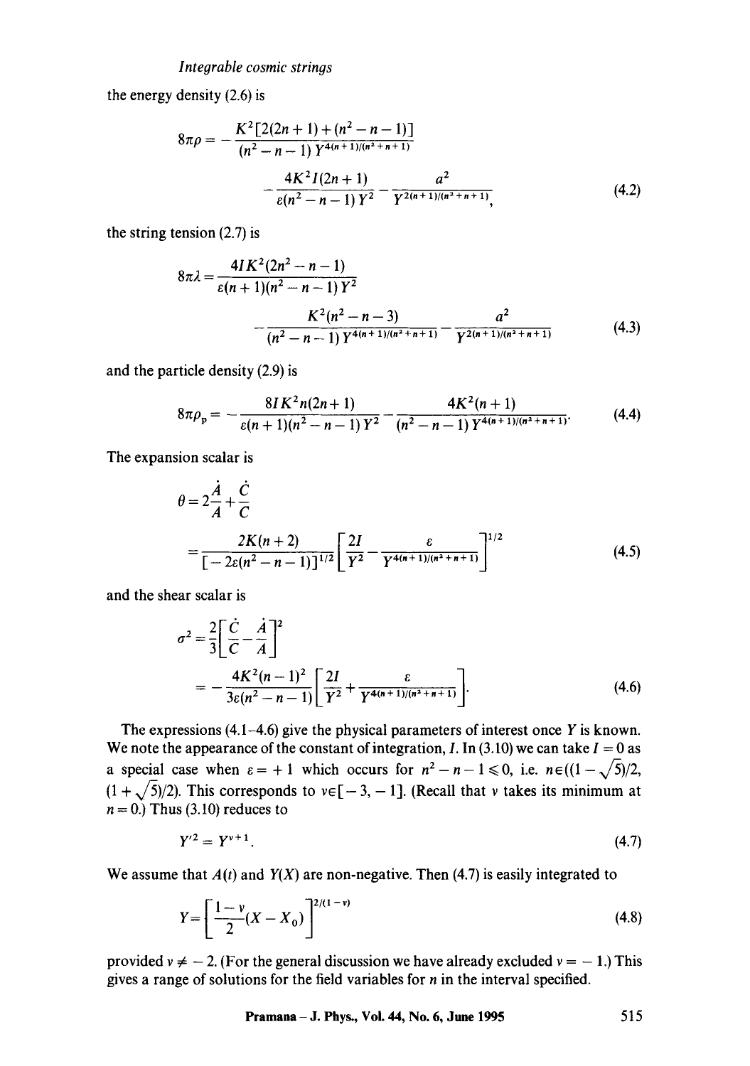the energy density (2.6) is

$$8\pi\rho = -\frac{K^2[2(2n+1)+(n^2-n-1)]}{(n^2-n-1)\,Y^{4(n+1)/(n^2+n+1)}} - \frac{4K^2I(2n+1)}{\varepsilon(n^2-n-1)\,Y^2} - \frac{a^2}{Y^{2(n+1)/(n^2+n+1)}}, \tag{4.2}$$

the string tension (2.7) is

$$8\pi\lambda = \frac{4IK^2(2n^2-n-1)}{\varepsilon(n+1)(n^2-n-1)\,Y^2} - \frac{K^2(n^2-n-3)}{(n^2-n-1)\,Y^{4(n+1)/(n^2+n+1)}} - \frac{a^2}{Y^{2(n+1)/(n^2+n+1)}} \tag{4.3}$$

and the particle density (2.9) is

$$8\pi\rho_{\rm p} = -\frac{8IK^2n(2n+1)}{\varepsilon(n+1)(n^2-n-1)\,Y^2} - \frac{4K^2(n+1)}{(n^2-n-1)\,Y^{4(n+1)/(n^2+n+1)}}. \tag{4.4}$$

The expansion scalar is

$$\begin{aligned}\theta &= 2\frac{\dot A}{A}+\frac{\dot C}{C}\\ &= \frac{2K(n+2)}{[-2\varepsilon(n^2-n-1)]^{1/2}}\left[\frac{2I}{Y^2}-\frac{\varepsilon}{Y^{4(n+1)/(n^2+n+1)}}\right]^{1/2}\end{aligned} \tag{4.5}$$

and the shear scalar is

$$\begin{aligned}\sigma^2 &= \frac{2}{3}\left[\frac{\dot C}{C}-\frac{\dot A}{A}\right]^2\\ &= -\frac{4K^2(n-1)^2}{3\varepsilon(n^2-n-1)}\left[\frac{2I}{Y^2}+\frac{\varepsilon}{Y^{4(n+1)/(n^2+n+1)}}\right].\end{aligned} \tag{4.6}$$

The expressions (4.1–4.6) give the physical parameters of interest once $Y$ is known. We note the appearance of the constant of integration, $I$. In (3.10) we can take $I=0$ as a special case when $\varepsilon=+1$ which occurs for $n^2-n-1\leqslant 0$, i.e. $n\in((1-\sqrt{5})/2, (1+\sqrt{5})/2)$. This corresponds to $\nu\in[-3,-1]$. (Recall that $\nu$ takes its minimum at $n=0$.) Thus (3.10) reduces to

$$Y'^2 = Y^{\nu+1}. \tag{4.7}$$

We assume that $A(t)$ and $Y(X)$ are non-negative. Then (4.7) is easily integrated to

$$Y = \left[\frac{1-\nu}{2}(X-X_0)\right]^{2/(1-\nu)} \tag{4.8}$$

provided $\nu\neq -2$. (For the general discussion we have already excluded $\nu=-1$.) This gives a range of solutions for the field variables for $n$ in the interval specified.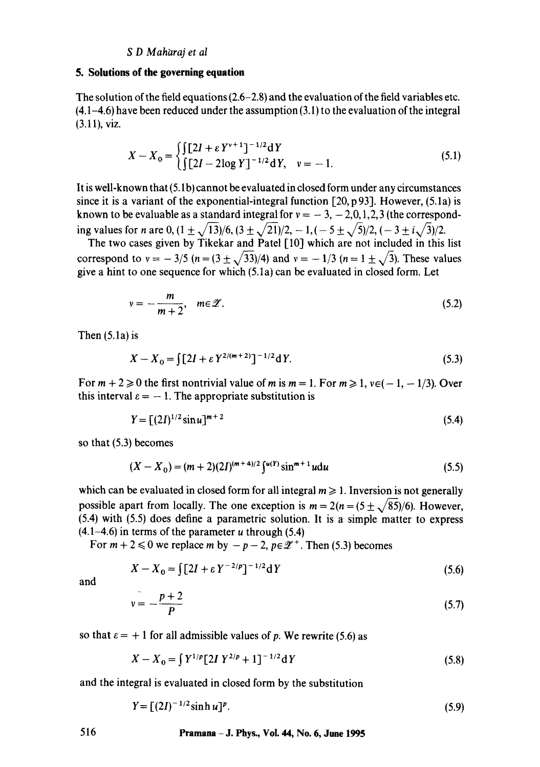## 5. Solutions of the governing equation

The solution of the field equations (2.6–2.8) and the evaluation of the field variables etc. (4.1–4.6) have been reduced under the assumption (3.1) to the evaluation of the integral (3.11), viz.

$$X - X_0 = \begin{cases} \int [2I + \varepsilon Y^{\nu+1}]^{-1/2} \mathrm{d}Y \\ \int [2I - 2\log Y]^{-1/2} \mathrm{d}Y, \quad \nu = -1. \end{cases} \tag{5.1}$$

It is well-known that (5.1b) cannot be evaluated in closed form under any circumstances since it is a variant of the exponential-integral function [20, p 93]. However, (5.1a) is known to be evaluable as a standard integral for $\nu = -3, -2, 0, 1, 2, 3$ (the corresponding values for $n$ are $0, (1 \pm \sqrt{13})/6, (3 \pm \sqrt{21})/2, -1, (-5 \pm \sqrt{5})/2, (-3 \pm i\sqrt{3})/2$.

The two cases given by Tikekar and Patel [10] which are not included in this list correspond to $\nu = -3/5$ ($n = (3 \pm \sqrt{33})/4$) and $\nu = -1/3$ ($n = 1 \pm \sqrt{3}$). These values give a hint to one sequence for which (5.1a) can be evaluated in closed form. Let

$$\nu = -\frac{m}{m+2}, \quad m \in \mathscr{Z}. \tag{5.2}$$

Then (5.1a) is

$$X - X_0 = \int [2I + \varepsilon Y^{2/(m+2)}]^{-1/2} \mathrm{d}Y. \tag{5.3}$$

For $m + 2 \geqslant 0$ the first nontrivial value of $m$ is $m = 1$. For $m \geqslant 1$, $\nu \in (-1, -1/3)$. Over this interval $\varepsilon = -1$. The appropriate substitution is

$$Y = [(2I)^{1/2} \sin u]^{m+2} \tag{5.4}$$

so that (5.3) becomes

$$(X - X_0) = (m+2)(2I)^{(m+4)/2} \int^{u(Y)} \sin^{m+1} u \mathrm{d}u \tag{5.5}$$

which can be evaluated in closed form for all integral $m \geqslant 1$. Inversion is not generally possible apart from locally. The one exception is $m = 2$ ($n = (5 \pm \sqrt{85})/6$). However, (5.4) with (5.5) does define a parametric solution. It is a simple matter to express (4.1–4.6) in terms of the parameter $u$ through (5.4)

For $m + 2 \leqslant 0$ we replace $m$ by $-p-2$, $p \in \mathscr{Z}^+$. Then (5.3) becomes

$$X - X_0 = \int [2I + \varepsilon Y^{-2/p}]^{-1/2} \mathrm{d}Y \tag{5.6}$$

and

$$\nu = -\frac{p+2}{p} \tag{5.7}$$

so that $\varepsilon = +1$ for all admissible values of $p$. We rewrite (5.6) as

$$X - X_0 = \int Y^{1/p} [2I\, Y^{2/p} + 1]^{-1/2} \mathrm{d}Y \tag{5.8}$$

and the integral is evaluated in closed form by the substitution

$$Y = [(2I)^{-1/2} \sinh u]^p. \tag{5.9}$$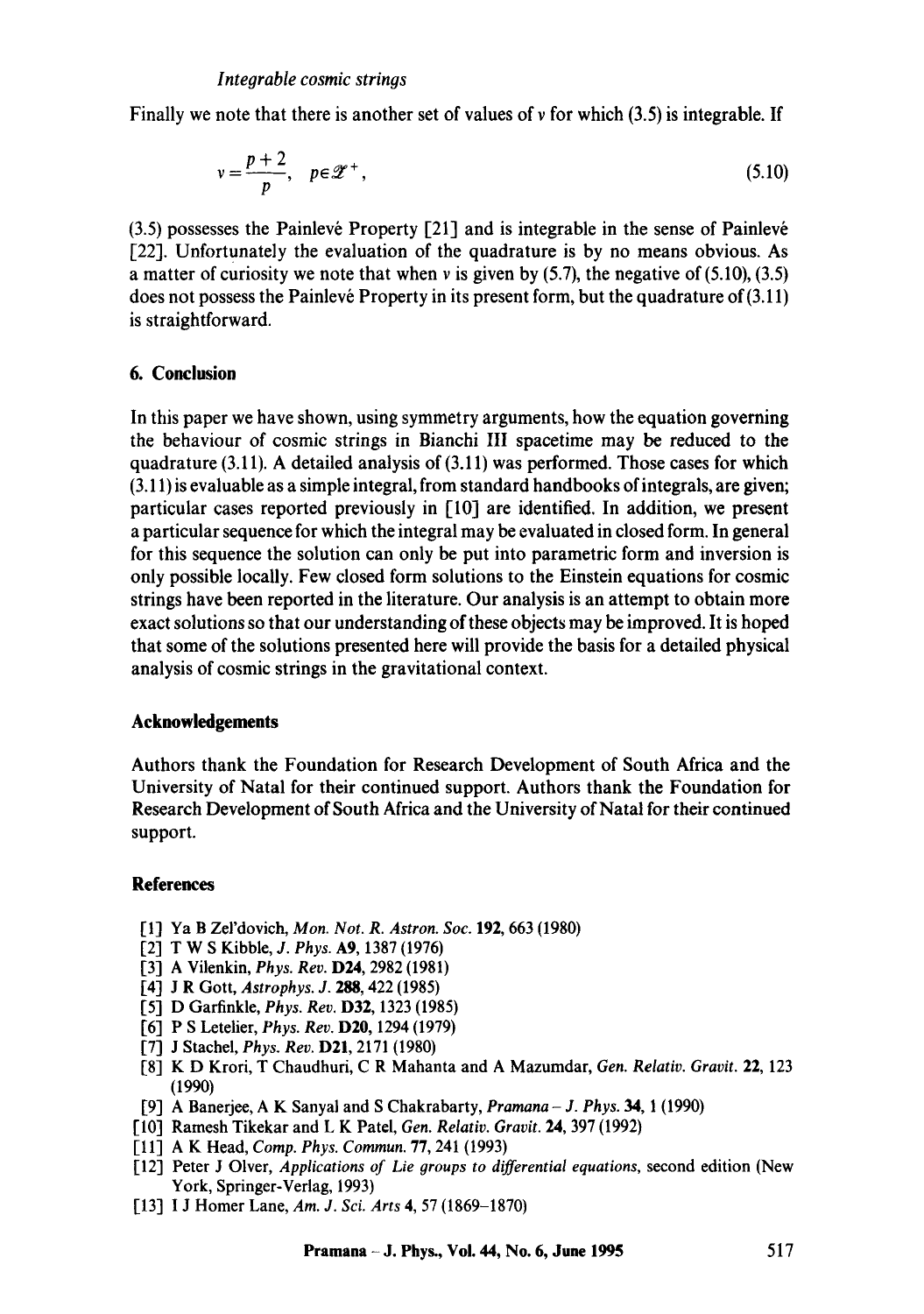Finally we note that there is another set of values of $v$ for which (3.5) is integrable. If

$$v = \frac{p+2}{p}, \quad p \in \mathscr{Z}^+, \tag{5.10}$$

(3.5) possesses the Painlevé Property [21] and is integrable in the sense of Painlevé [22]. Unfortunately the evaluation of the quadrature is by no means obvious. As a matter of curiosity we note that when $v$ is given by (5.7), the negative of (5.10), (3.5) does not possess the Painlevé Property in its present form, but the quadrature of (3.11) is straightforward.

## 6. Conclusion

In this paper we have shown, using symmetry arguments, how the equation governing the behaviour of cosmic strings in Bianchi III spacetime may be reduced to the quadrature (3.11). A detailed analysis of (3.11) was performed. Those cases for which (3.11) is evaluable as a simple integral, from standard handbooks of integrals, are given; particular cases reported previously in [10] are identified. In addition, we present a particular sequence for which the integral may be evaluated in closed form. In general for this sequence the solution can only be put into parametric form and inversion is only possible locally. Few closed form solutions to the Einstein equations for cosmic strings have been reported in the literature. Our analysis is an attempt to obtain more exact solutions so that our understanding of these objects may be improved. It is hoped that some of the solutions presented here will provide the basis for a detailed physical analysis of cosmic strings in the gravitational context.

## Acknowledgements

Authors thank the Foundation for Research Development of South Africa and the University of Natal for their continued support. Authors thank the Foundation for Research Development of South Africa and the University of Natal for their continued support.

## References

[1] Ya B Zel'dovich, *Mon. Not. R. Astron. Soc.* **192**, 663 (1980)

[2] T W S Kibble, *J. Phys.* **A9**, 1387 (1976)

[3] A Vilenkin, *Phys. Rev.* **D24**, 2982 (1981)

[4] J R Gott, *Astrophys. J.* **288**, 422 (1985)

[5] D Garfinkle, *Phys. Rev.* **D32**, 1323 (1985)

[6] P S Letelier, *Phys. Rev.* **D20**, 1294 (1979)

[7] J Stachel, *Phys. Rev.* **D21**, 2171 (1980)

[8] K D Krori, T Chaudhuri, C R Mahanta and A Mazumdar, *Gen. Relativ. Gravit.* **22**, 123 (1990)

[9] A Banerjee, A K Sanyal and S Chakrabarty, *Pramana – J. Phys.* **34**, 1 (1990)

[10] Ramesh Tikekar and L K Patel, *Gen. Relativ. Gravit.* **24**, 397 (1992)

[11] A K Head, *Comp. Phys. Commun.* **77**, 241 (1993)

[12] Peter J Olver, *Applications of Lie groups to differential equations*, second edition (New York, Springer-Verlag, 1993)

[13] I J Homer Lane, *Am. J. Sci. Arts* **4**, 57 (1869–1870)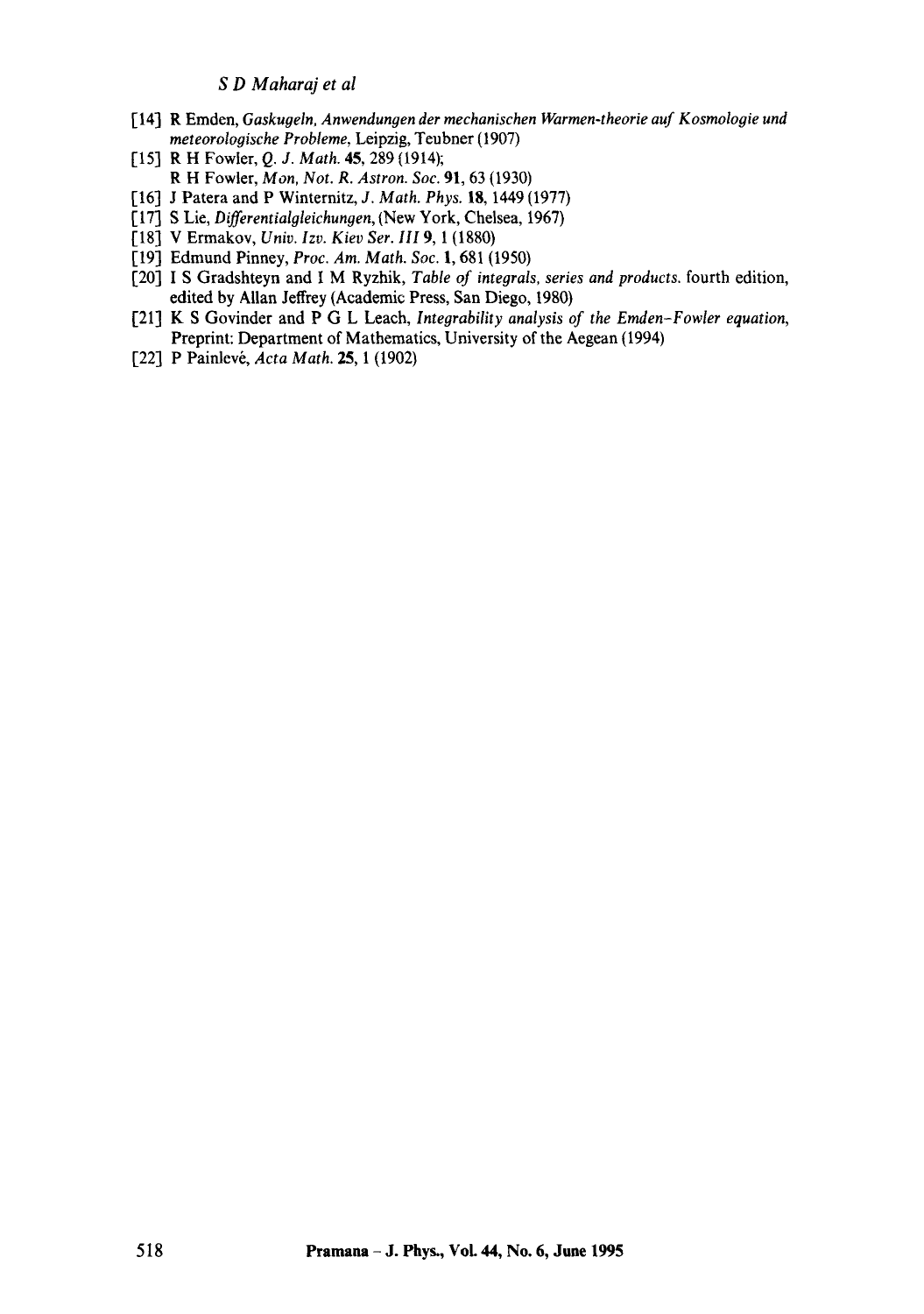[14] R Emden, *Gaskugeln, Anwendungen der mechanischen Warmen-theorie auf Kosmologie und meteorologische Probleme*, Leipzig, Teubner (1907)

[15] R H Fowler, *Q. J. Math.* **45**, 289 (1914);
R H Fowler, *Mon, Not. R. Astron. Soc.* **91**, 63 (1930)

[16] J Patera and P Winternitz, *J. Math. Phys.* **18**, 1449 (1977)

[17] S Lie, *Differentialgleichungen*, (New York, Chelsea, 1967)

[18] V Ermakov, *Univ. Izv. Kiev Ser. III* **9**, 1 (1880)

[19] Edmund Pinney, *Proc. Am. Math. Soc.* **1**, 681 (1950)

[20] I S Gradshteyn and I M Ryzhik, *Table of integrals, series and products.* fourth edition, edited by Allan Jeffrey (Academic Press, San Diego, 1980)

[21] K S Govinder and P G L Leach, *Integrability analysis of the Emden–Fowler equation*, Preprint: Department of Mathematics, University of the Aegean (1994)

[22] P Painlevé, *Acta Math.* **25**, 1 (1902)